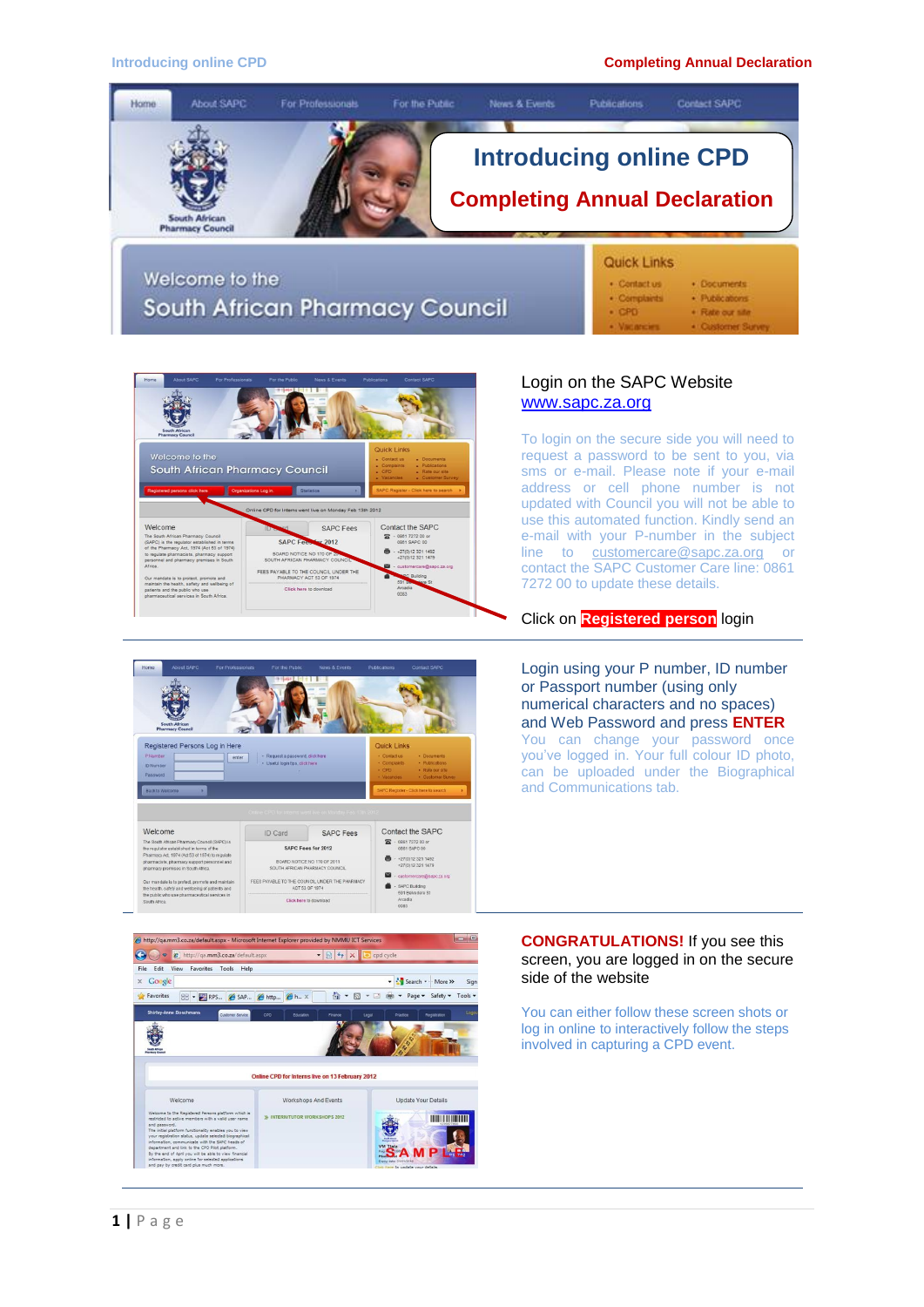# Introducing online CPD

## Completing Annual Declaration

Login on the SAPC Website
www.sapc.za.org

To login on the secure side you will need to request a password to be sent to you, via sms or e-mail. Please note if your e-mail address or cell phone number is not updated with Council you will not be able to use this automated function. Kindly send an e-mail with your P-number in the subject line to customercare@sapc.za.org or contact the SAPC Customer Care line: 0861 7272 00 to update these details.

Click on **Registered person** login

---

Login using your P number, ID number or Passport number (using only numerical characters and no spaces) and Web Password and press **ENTER**

You can change your password once you've logged in. Your full colour ID photo, can be uploaded under the Biographical and Communications tab.

---

**CONGRATULATIONS!** If you see this screen, you are logged in on the secure side of the website

You can either follow these screen shots or log in online to interactively follow the steps involved in capturing a CPD event.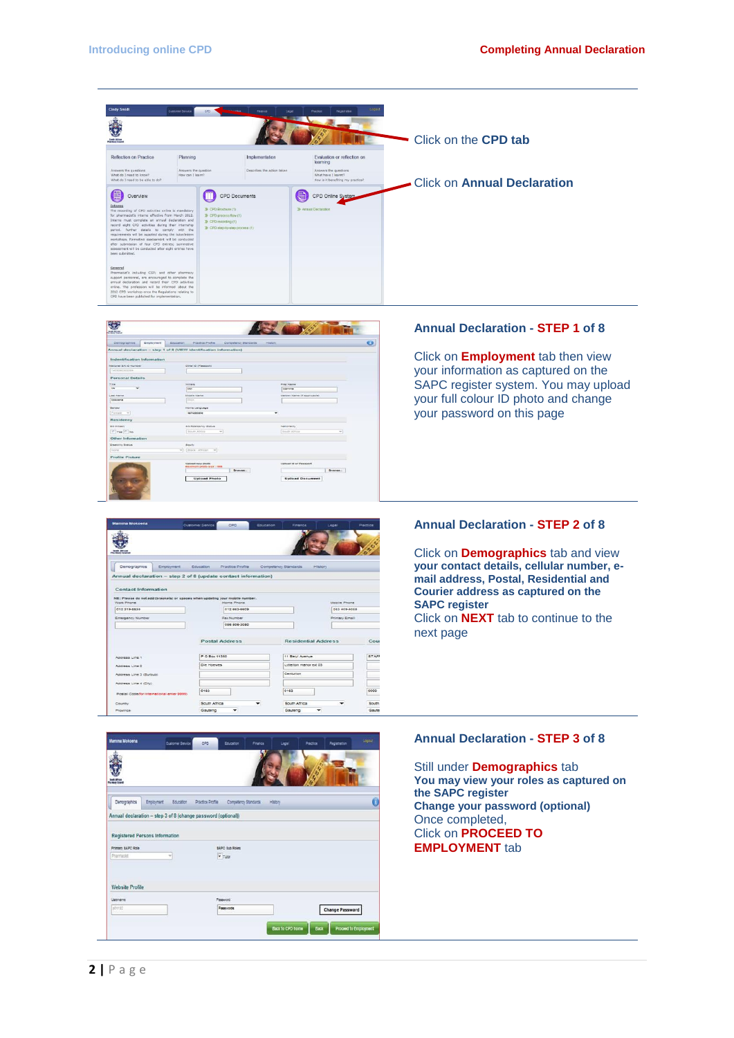Click on the **CPD tab**

Click on **Annual Declaration**

### Annual Declaration - STEP 1 of 8

Click on **Employment** tab then view your information as captured on the SAPC register system. You may upload your full colour ID photo and change your password on this page

### Annual Declaration - STEP 2 of 8

Click on **Demographics** tab and view **your contact details, cellular number, e-mail address, Postal, Residential and Courier address as captured on the SAPC register**
Click on **NEXT** tab to continue to the next page

### Annual Declaration - STEP 3 of 8

Still under **Demographics** tab
**You may view your roles as captured on the SAPC register**
**Change your password (optional)**
Once completed,
Click on **PROCEED TO EMPLOYMENT** tab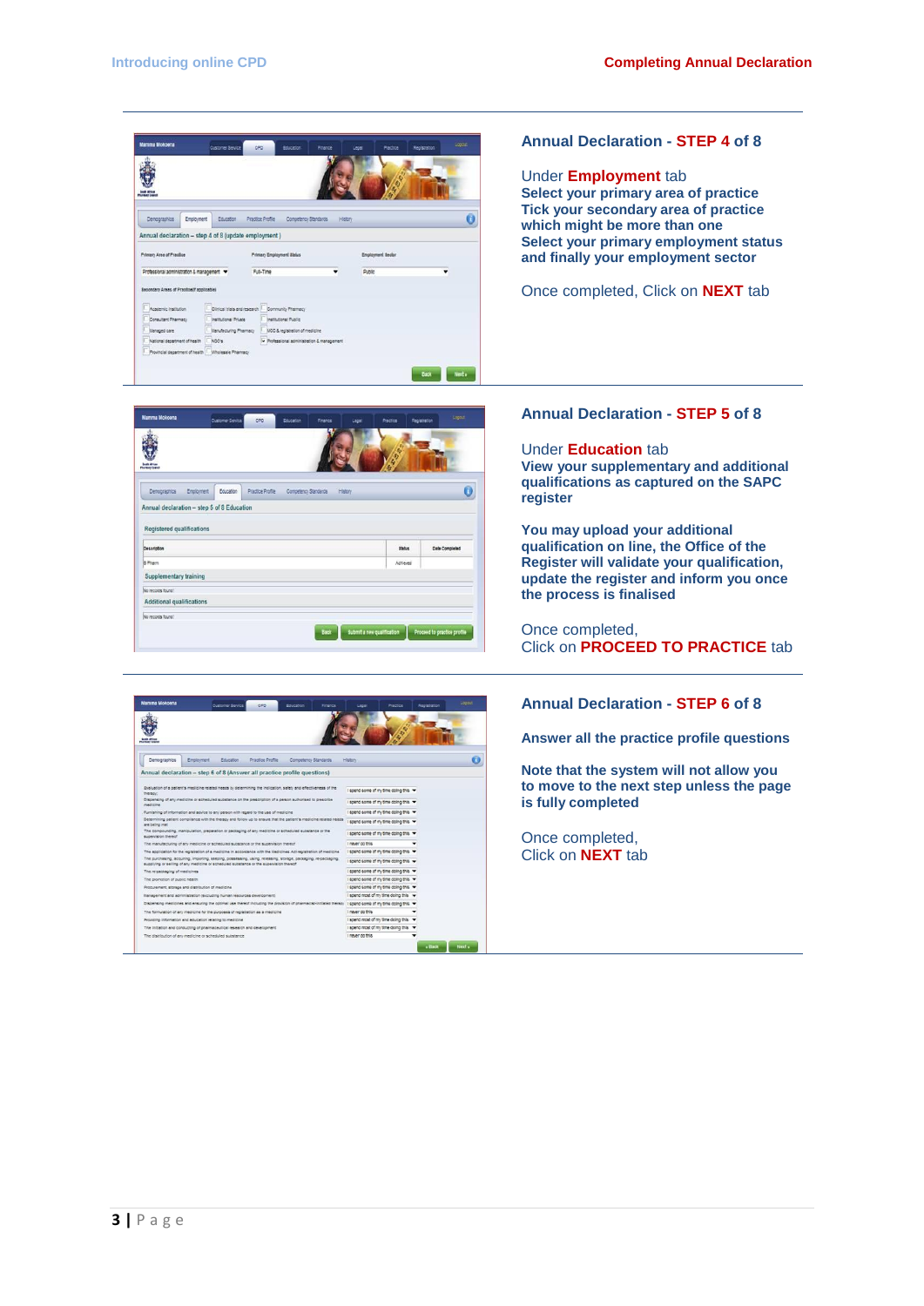## Annual Declaration - STEP 4 of 8

Under **Employment** tab
**Select your primary area of practice**
**Tick your secondary area of practice which might be more than one**
**Select your primary employment status and finally your employment sector**

Once completed, Click on **NEXT** tab

## Annual Declaration - STEP 5 of 8

Under **Education** tab
**View your supplementary and additional qualifications as captured on the SAPC register**

**You may upload your additional qualification on line, the Office of the Register will validate your qualification, update the register and inform you once the process is finalised**

Once completed,
Click on **PROCEED TO PRACTICE** tab

## Annual Declaration - STEP 6 of 8

**Answer all the practice profile questions**

**Note that the system will not allow you to move to the next step unless the page is fully completed**

Once completed,
Click on **NEXT** tab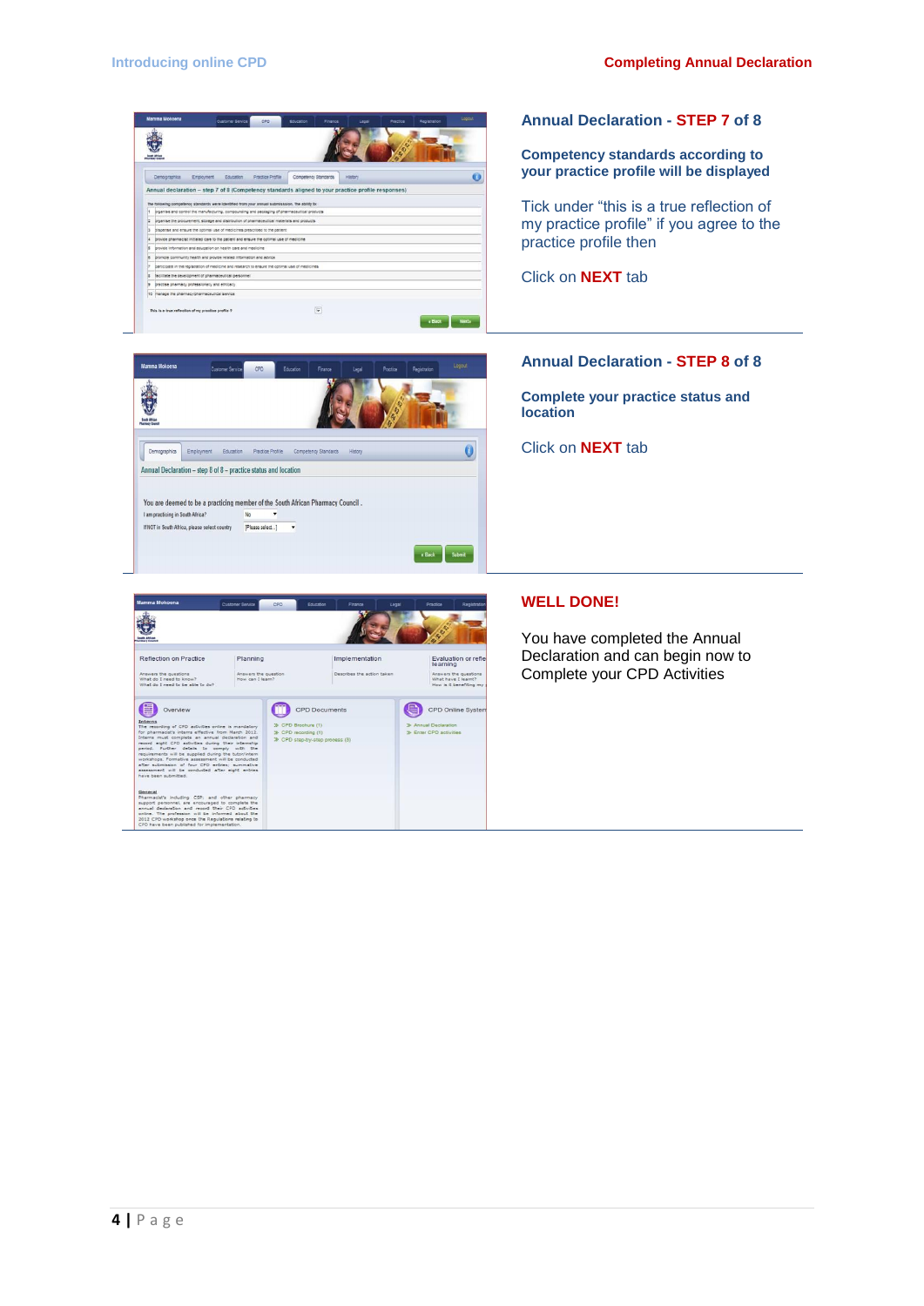## Annual Declaration - STEP 7 of 8

**Competency standards according to your practice profile will be displayed**

Tick under "this is a true reflection of my practice profile" if you agree to the practice profile then

Click on **NEXT** tab

## Annual Declaration - STEP 8 of 8

**Complete your practice status and location**

Click on **NEXT** tab

## WELL DONE!

You have completed the Annual Declaration and can begin now to Complete your CPD Activities